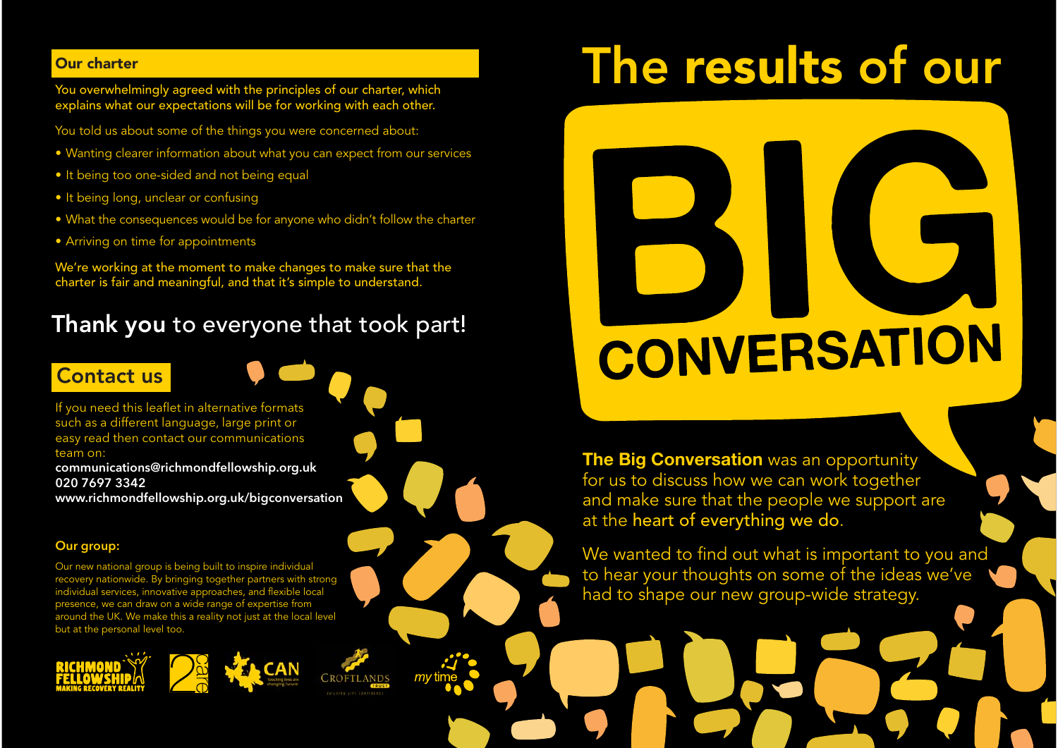# The results of our BIG CONVERSATION

**The Big Conversation** was an opportunity for us to discuss how we can work together and make sure that the people we support are at the **heart of everything we do**.

We wanted to find out what is important to you and to hear your thoughts on some of the ideas we've had to shape our new group-wide strategy.

## Our charter

You overwhelmingly agreed with the principles of our charter, which explains what our expectations will be for working with each other.

You told us about some of the things you were concerned about:

- Wanting clearer information about what you can expect from our services
- It being too one-sided and not being equal
- It being long, unclear or confusing
- What the consequences would be for anyone who didn't follow the charter
- Arriving on time for appointments

We're working at the moment to make changes to make sure that the charter is fair and meaningful, and that it's simple to understand.

## **Thank you** to everyone that took part!

## Contact us

If you need this leaflet in alternative formats such as a different language, large print or easy read then contact our communications team on:

**communications@richmondfellowship.org.uk**
**020 7697 3342**
**www.richmondfellowship.org.uk/bigconversation**

### Our group:

Our new national group is being built to inspire individual recovery nationwide. By bringing together partners with strong individual services, innovative approaches, and flexible local presence, we can draw on a wide range of expertise from around the UK. We make this a reality not just at the local level but at the personal level too.

RICHMOND FELLOWSHIP MAKING RECOVERY REALITY · 2care · CAN Touching lives and changing futures · CROFTLANDS TRUST BUILDING LIFE CONFIDENCE · my time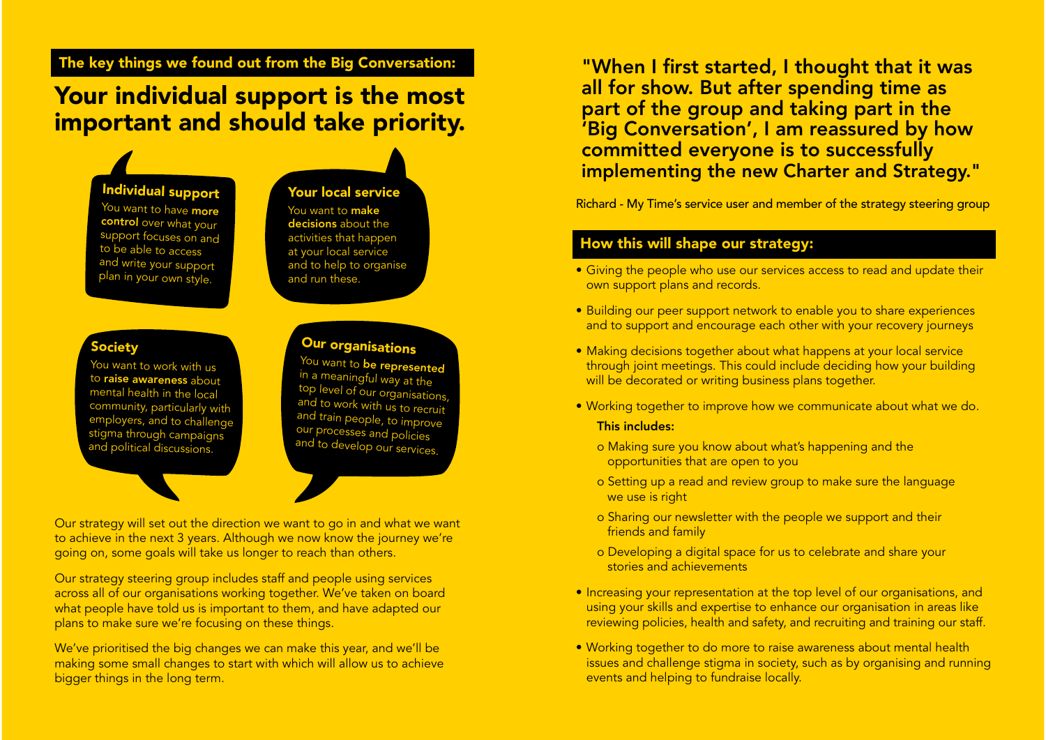**The key things we found out from the Big Conversation:**

# Your individual support is the most important and should take priority.

### Individual support

You want to have **more control** over what your support focuses on and to be able to access and write your support plan in your own style.

### Your local service

You want to **make decisions** about the activities that happen at your local service and to help to organise and run these.

### Society

You want to work with us to **raise awareness** about mental health in the local community, particularly with employers, and to challenge stigma through campaigns and political discussions.

### Our organisations

You want to **be represented** in a meaningful way at the top level of our organisations, and to work with us to recruit and train people, to improve our processes and policies and to develop our services.

Our strategy will set out the direction we want to go in and what we want to achieve in the next 3 years. Although we now know the journey we're going on, some goals will take us longer to reach than others.

Our strategy steering group includes staff and people using services across all of our organisations working together. We've taken on board what people have told us is important to them, and have adapted our plans to make sure we're focusing on these things.

We've prioritised the big changes we can make this year, and we'll be making some small changes to start with which will allow us to achieve bigger things in the long term.

> **"When I first started, I thought that it was all for show. But after spending time as part of the group and taking part in the 'Big Conversation', I am reassured by how committed everyone is to successfully implementing the new Charter and Strategy."**

Richard - My Time's service user and member of the strategy steering group

## How this will shape our strategy:

- Giving the people who use our services access to read and update their own support plans and records.
- Building our peer support network to enable you to share experiences and to support and encourage each other with your recovery journeys
- Making decisions together about what happens at your local service through joint meetings. This could include deciding how your building will be decorated or writing business plans together.
- Working together to improve how we communicate about what we do.

  **This includes:**

  - Making sure you know about what's happening and the opportunities that are open to you
  - Setting up a read and review group to make sure the language we use is right
  - Sharing our newsletter with the people we support and their friends and family
  - Developing a digital space for us to celebrate and share your stories and achievements
- Increasing your representation at the top level of our organisations, and using your skills and expertise to enhance our organisation in areas like reviewing policies, health and safety, and recruiting and training our staff.
- Working together to do more to raise awareness about mental health issues and challenge stigma in society, such as by organising and running events and helping to fundraise locally.